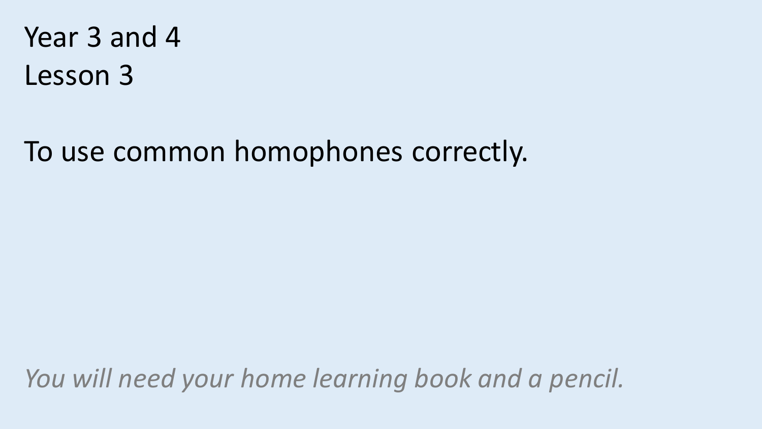Year 3 and 4

Lesson 3

To use common homophones correctly.

*You will need your home learning book and a pencil.*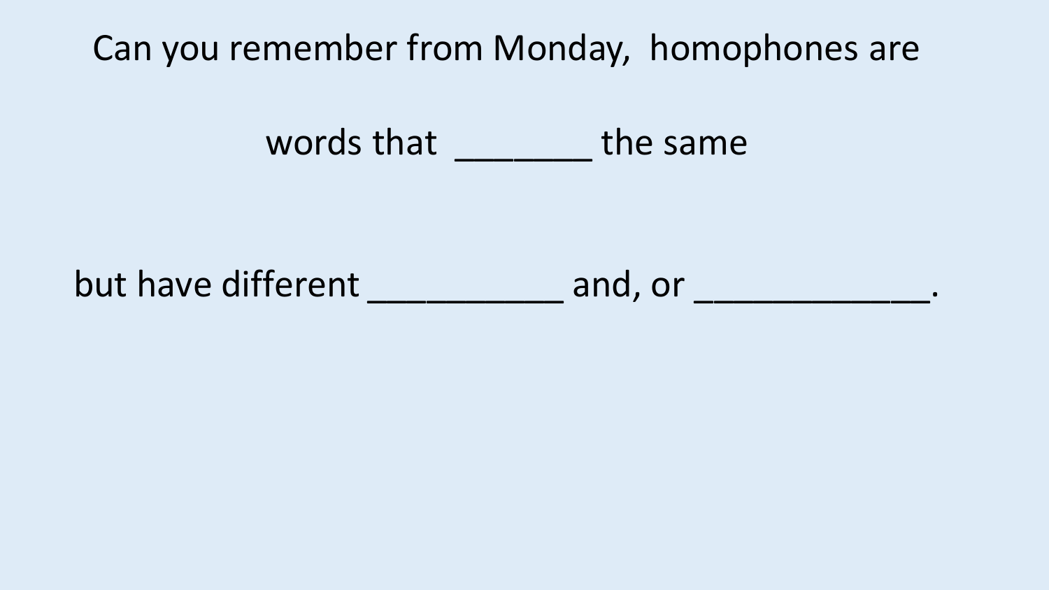Can you remember from Monday, homophones are

words that _______ the same

but have different __________ and, or ____________.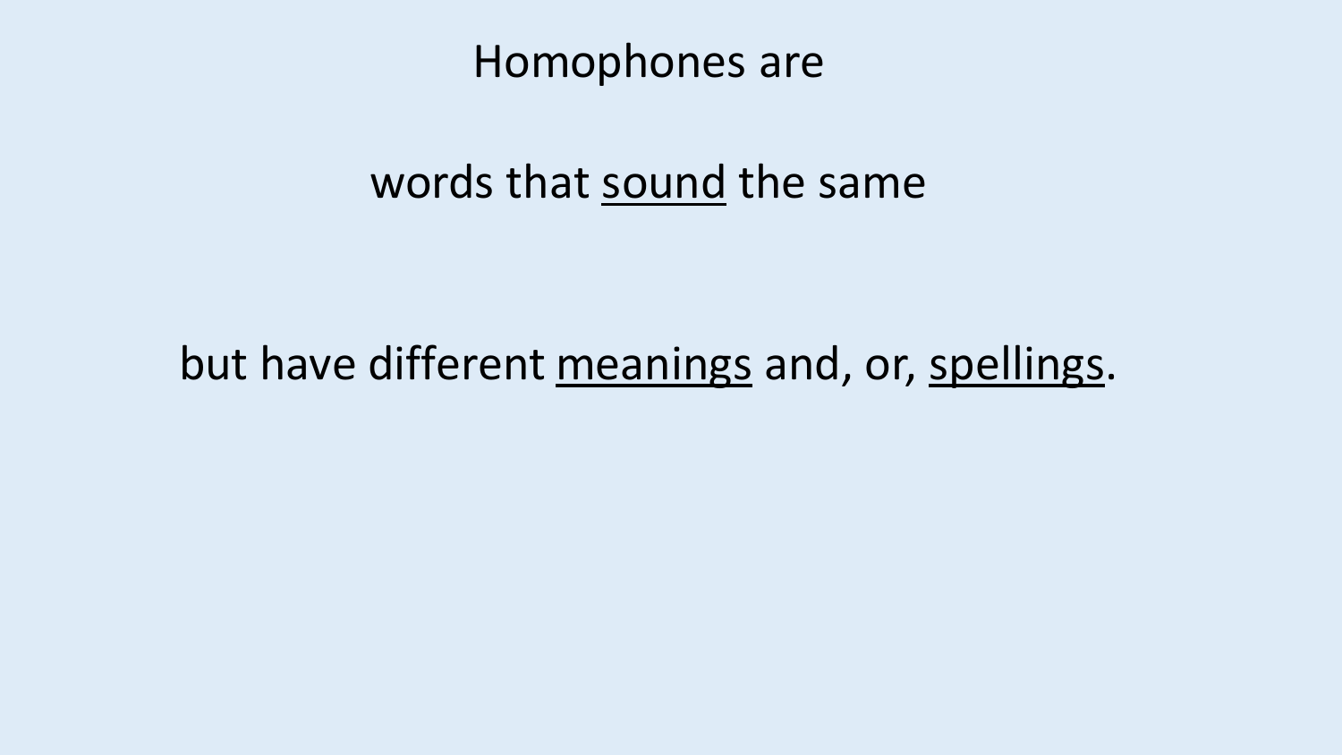Homophones are

words that <u>sound</u> the same

but have different <u>meanings</u> and, or, <u>spellings</u>.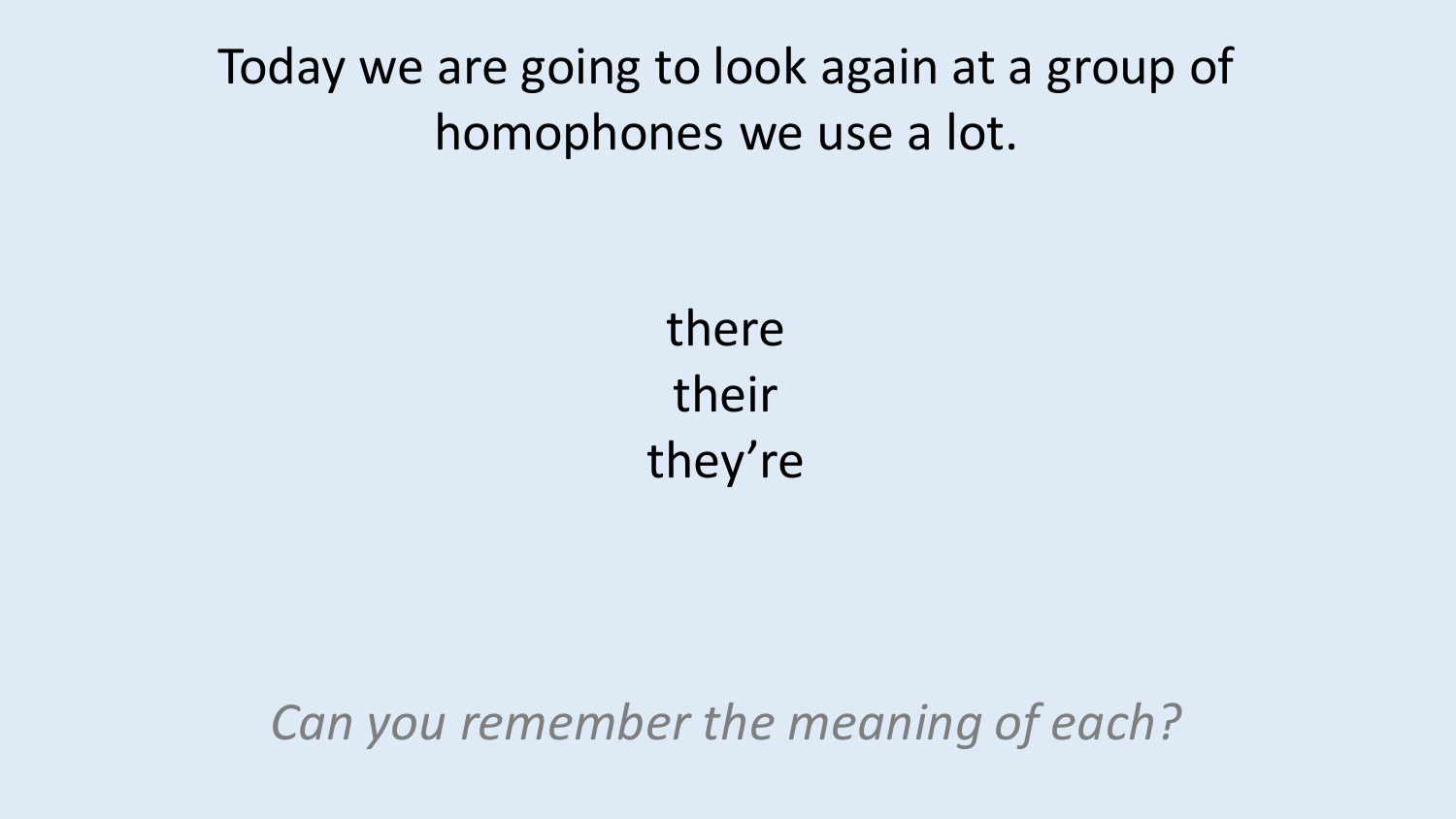Today we are going to look again at a group of homophones we use a lot.

there
their
they're

*Can you remember the meaning of each?*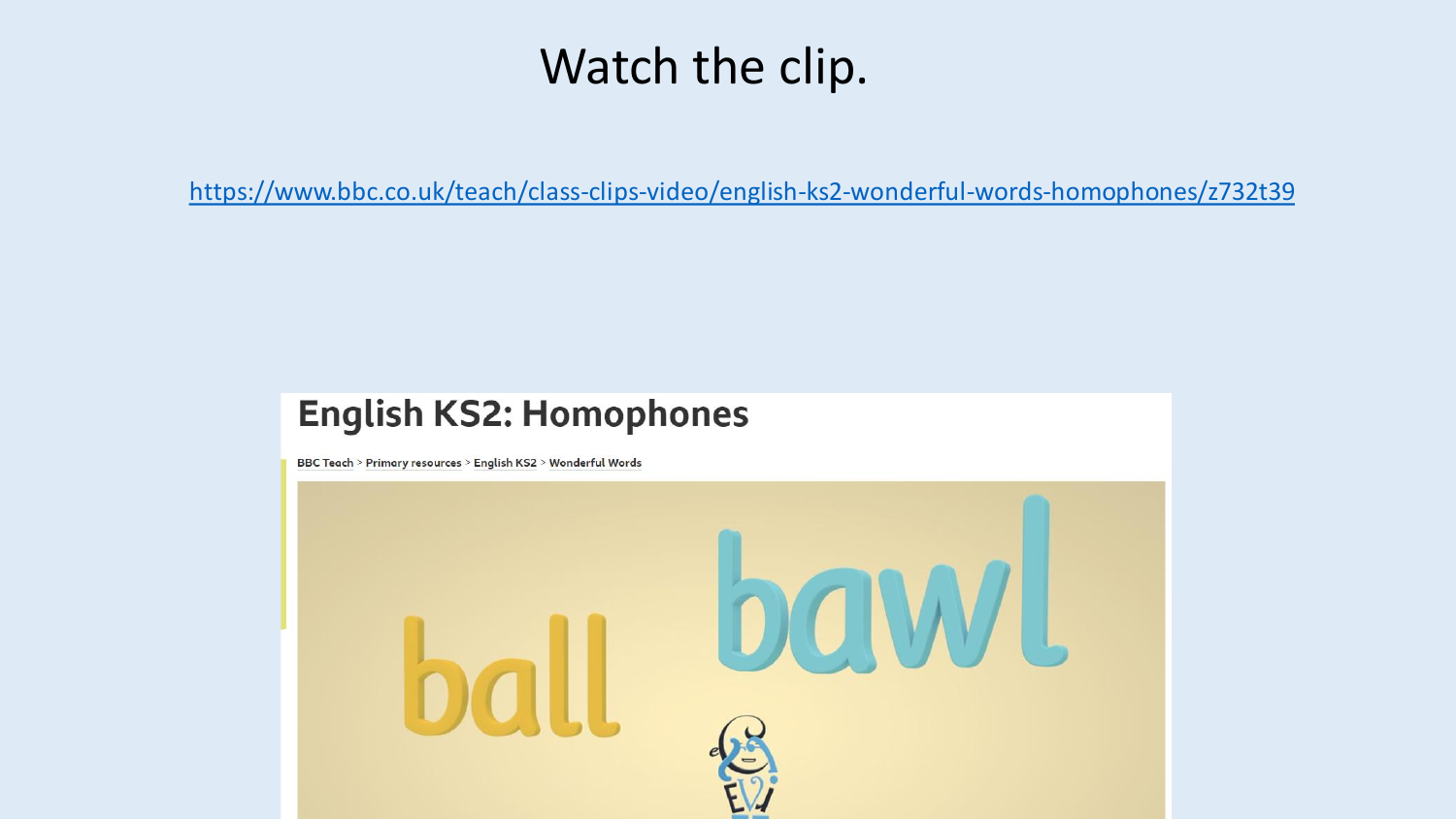# Watch the clip.

https://www.bbc.co.uk/teach/class-clips-video/english-ks2-wonderful-words-homophones/z732t39

## English KS2: Homophones

BBC Teach > Primary resources > English KS2 > Wonderful Words

ball bawl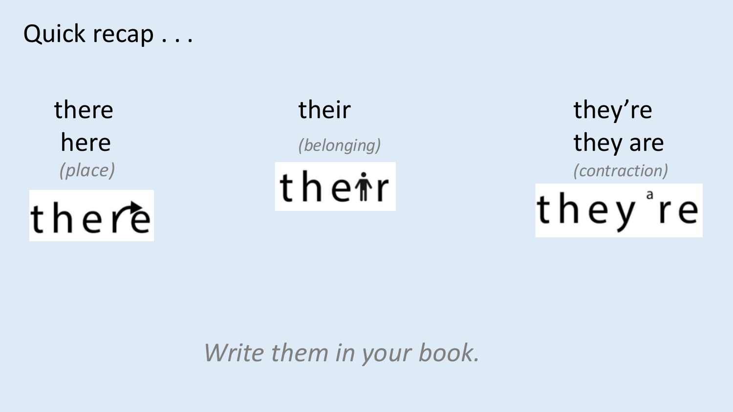# Quick recap . . .

there
here
*(place)*

there

their
*(belonging)*

their

they're
they are
*(contraction)*

they ᵃre

*Write them in your book.*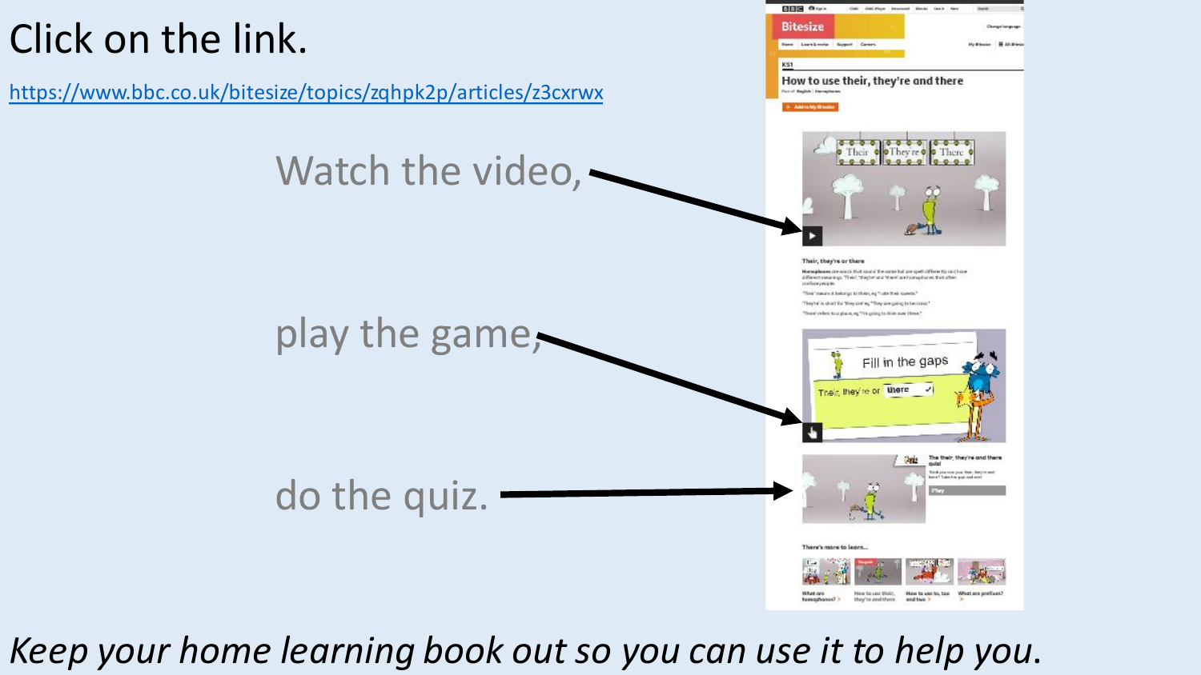# Click on the link.

https://www.bbc.co.uk/bitesize/topics/zqhpk2p/articles/z3cxrwx

Watch the video,

play the game,

do the quiz.

*Keep your home learning book out so you can use it to help you.*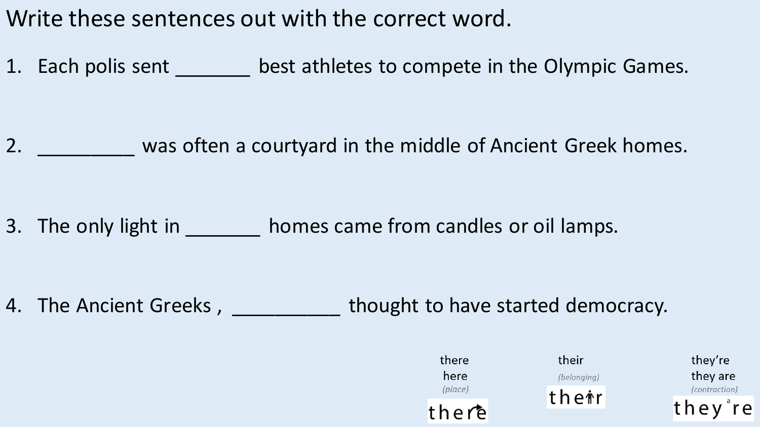Write these sentences out with the correct word.

1. Each polis sent _______ best athletes to compete in the Olympic Games.

2. _________ was often a courtyard in the middle of Ancient Greek homes.

3. The only light in _______ homes came from candles or oil lamps.

4. The Ancient Greeks , __________ thought to have started democracy.

there
here
*(place)*
there

their
*(belonging)*
their

they're
they are
*(contraction)*
they're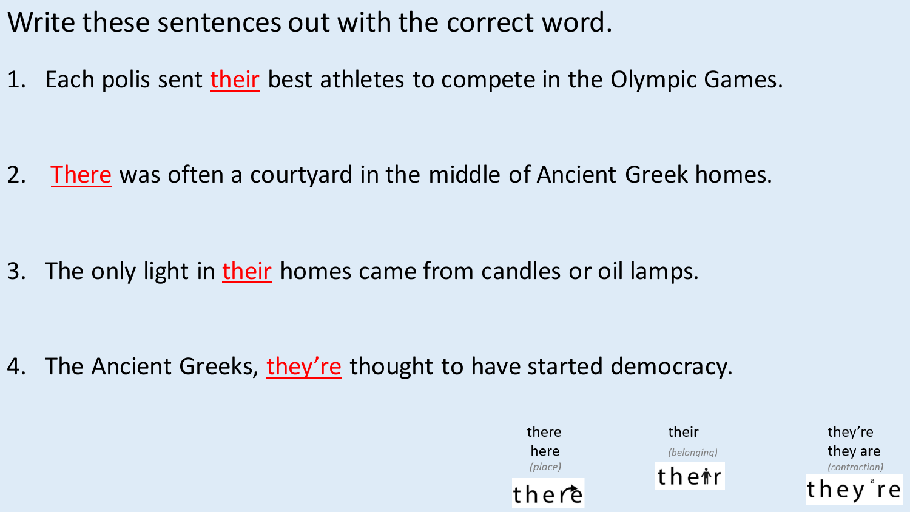Write these sentences out with the correct word.

1. Each polis sent <u>their</u> best athletes to compete in the Olympic Games.

2. <u>There</u> was often a courtyard in the middle of Ancient Greek homes.

3. The only light in <u>their</u> homes came from candles or oil lamps.

4. The Ancient Greeks, <u>they're</u> thought to have started democracy.

there
here
*(place)*

there

their
*(belonging)*

their

they're
they are
*(contraction)*

they're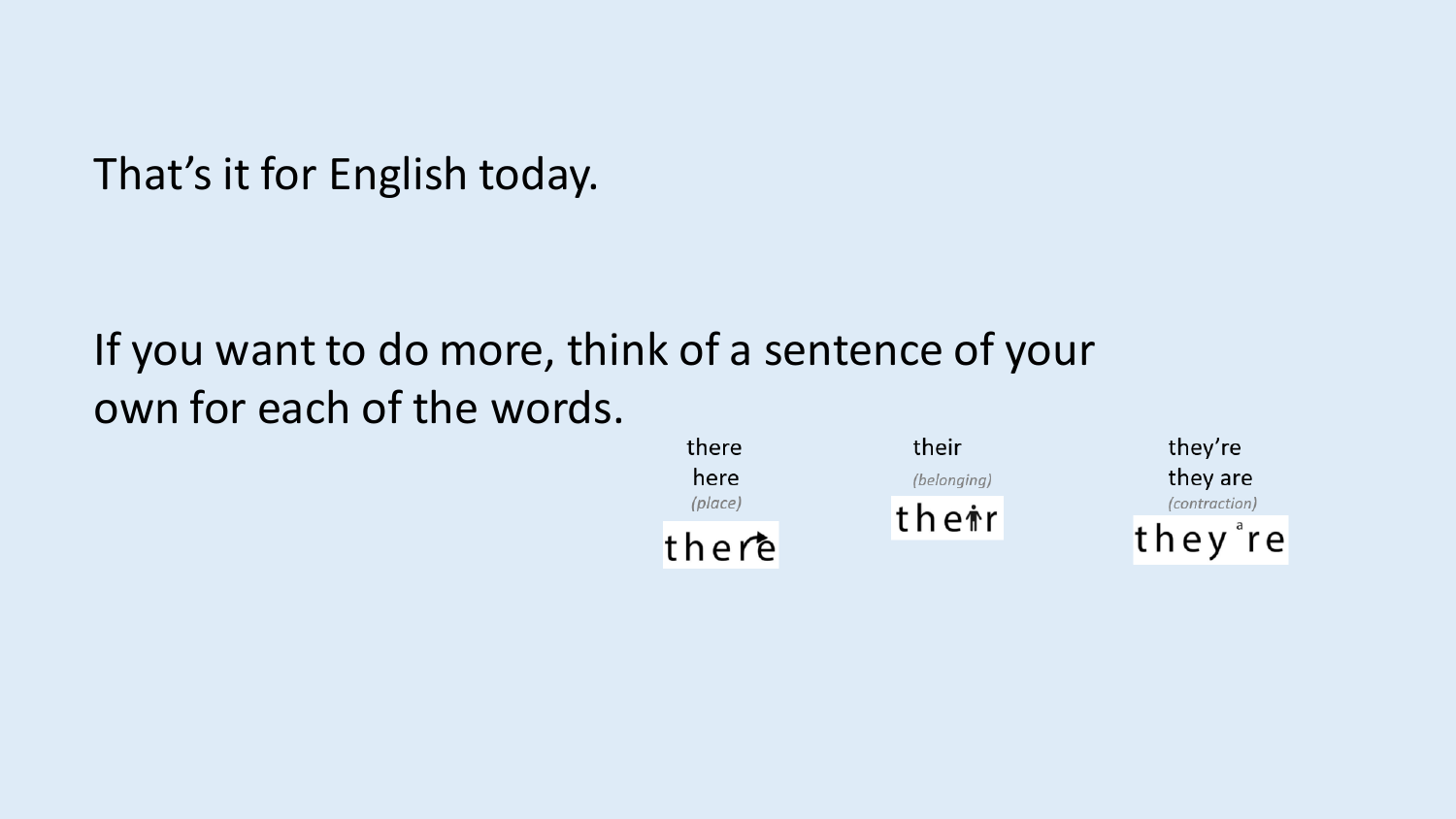That's it for English today.

If you want to do more, think of a sentence of your own for each of the words.

there
here
*(place)*
there

their
*(belonging)*
their

they're
they are
*(contraction)*
they're